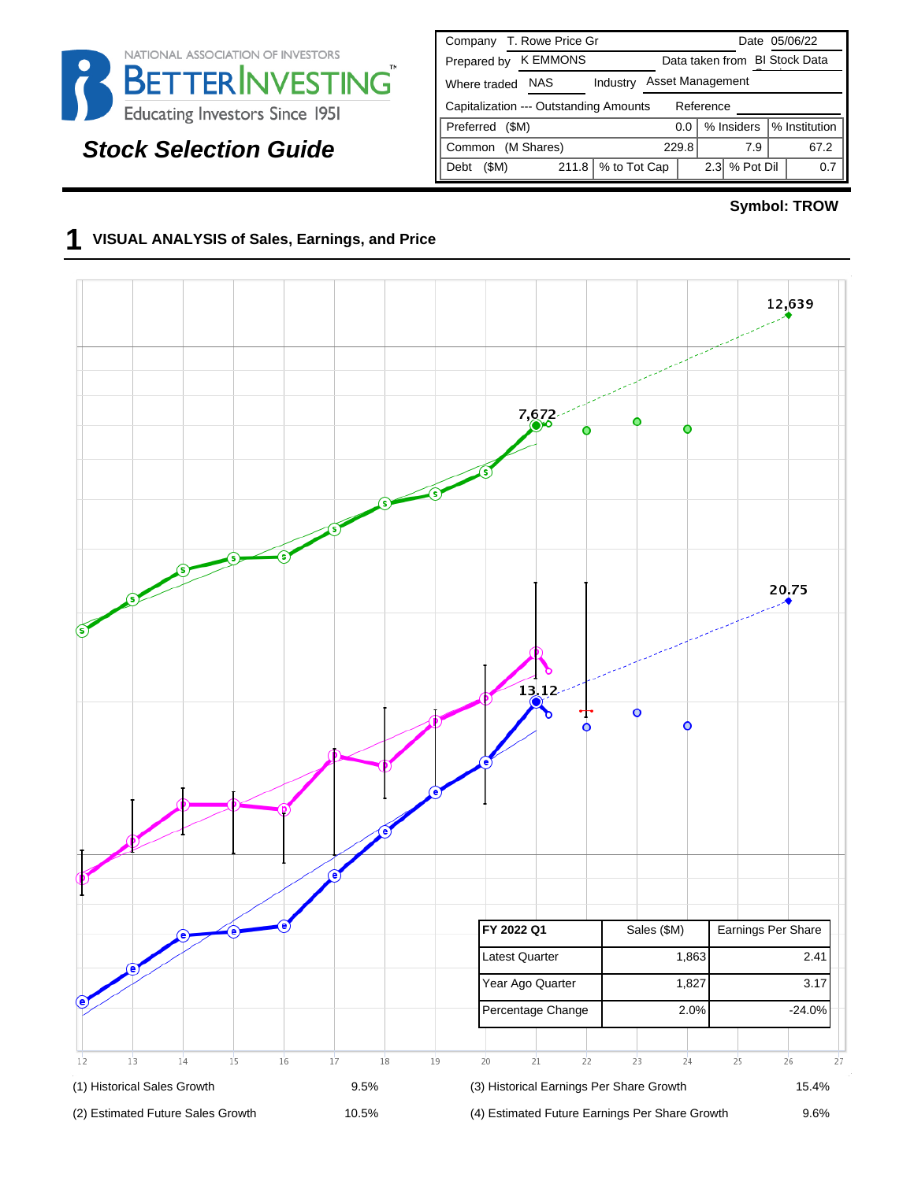NATIONAL ASSOCIATION OF INVESTORS
BETTERINVESTING™
Educating Investors Since 1951

## *Stock Selection Guide*

| Company | T. Rowe Price Gr | | | Date | 05/06/22 |
|---|---|---|---|---|---|
| Prepared by | K EMMONS | | Data taken from | BI Stock Data | |
| Where traded | NAS | Industry | Asset Management | | |
| Capitalization --- Outstanding Amounts | | | Reference | | |
| Preferred ($M) | | 0.0 | % Insiders | % Institution | |
| Common (M Shares) | | 229.8 | 7.9 | 67.2 | |
| Debt ($M) | 211.8 | % to Tot Cap | 2.3 | % Pot Dil | 0.7 |

**Symbol: TROW**

## 1 VISUAL ANALYSIS of Sales, Earnings, and Price

12,639

7,672

20.75

13.12

| FY 2022 Q1 | Sales ($M) | Earnings Per Share |
|---|---|---|
| Latest Quarter | 1,863 | 2.41 |
| Year Ago Quarter | 1,827 | 3.17 |
| Percentage Change | 2.0% | -24.0% |

12 13 14 15 16 17 18 19 20 21 22 23 24 25 26 27

| | | | |
|---|---|---|---|
| (1) Historical Sales Growth | 9.5% | (3) Historical Earnings Per Share Growth | 15.4% |
| (2) Estimated Future Sales Growth | 10.5% | (4) Estimated Future Earnings Per Share Growth | 9.6% |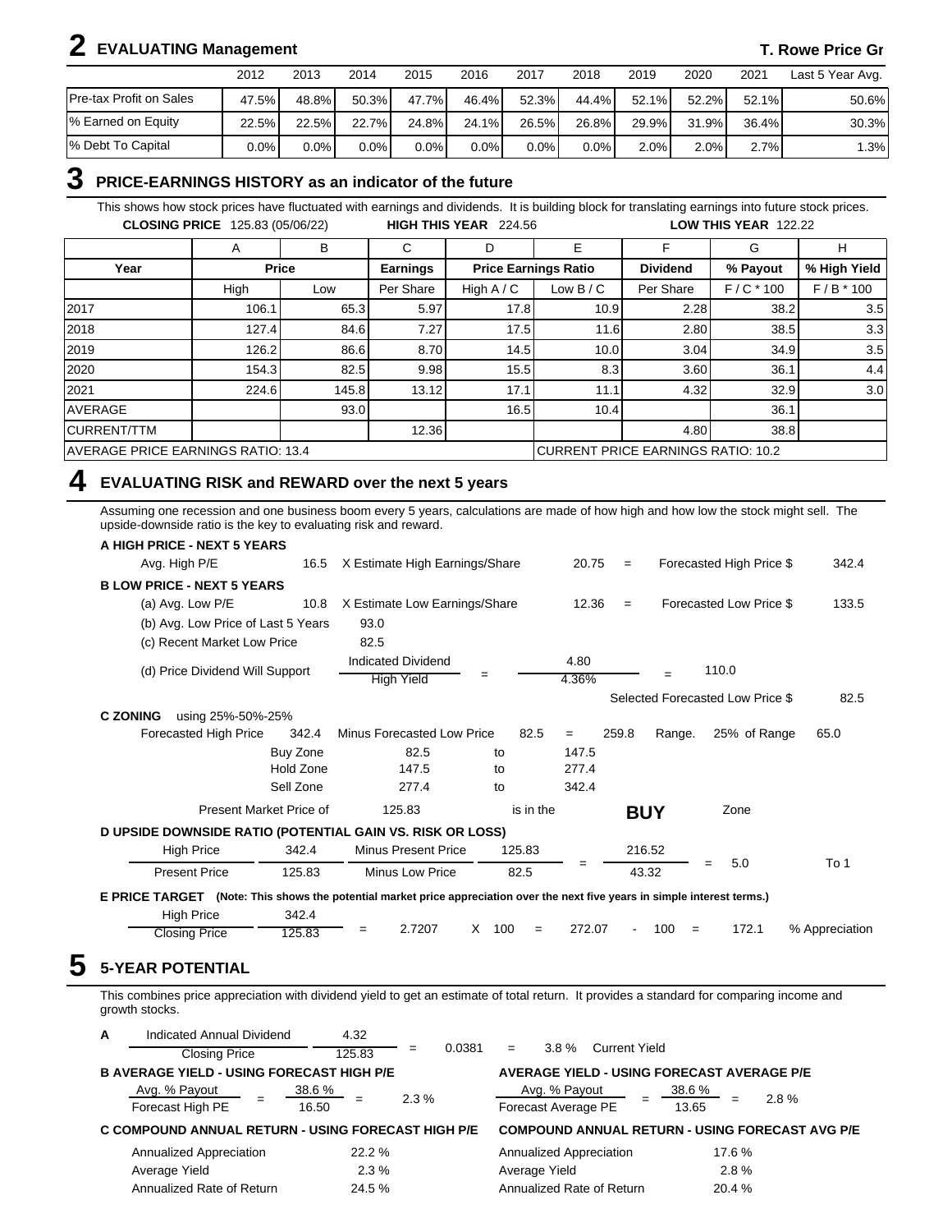## 2 EVALUATING Management

T. Rowe Price Gr

| | 2012 | 2013 | 2014 | 2015 | 2016 | 2017 | 2018 | 2019 | 2020 | 2021 | Last 5 Year Avg. |
|---|---|---|---|---|---|---|---|---|---|---|---|
| Pre-tax Profit on Sales | 47.5% | 48.8% | 50.3% | 47.7% | 46.4% | 52.3% | 44.4% | 52.1% | 52.2% | 52.1% | 50.6% |
| % Earned on Equity | 22.5% | 22.5% | 22.7% | 24.8% | 24.1% | 26.5% | 26.8% | 29.9% | 31.9% | 36.4% | 30.3% |
| % Debt To Capital | 0.0% | 0.0% | 0.0% | 0.0% | 0.0% | 0.0% | 0.0% | 2.0% | 2.0% | 2.7% | 1.3% |

## 3 PRICE-EARNINGS HISTORY as an indicator of the future

This shows how stock prices have fluctuated with earnings and dividends. It is building block for translating earnings into future stock prices.

**CLOSING PRICE** 125.83 (05/06/22) **HIGH THIS YEAR** 224.56 **LOW THIS YEAR** 122.22

| | A | B | C | D | E | F | G | H |
|---|---|---|---|---|---|---|---|---|
| **Year** | **Price** | | **Earnings** | **Price Earnings Ratio** | | **Dividend** | **% Payout** | **% High Yield** |
| | High | Low | Per Share | High A / C | Low B / C | Per Share | F / C * 100 | F / B * 100 |
| 2017 | 106.1 | 65.3 | 5.97 | 17.8 | 10.9 | 2.28 | 38.2 | 3.5 |
| 2018 | 127.4 | 84.6 | 7.27 | 17.5 | 11.6 | 2.80 | 38.5 | 3.3 |
| 2019 | 126.2 | 86.6 | 8.70 | 14.5 | 10.0 | 3.04 | 34.9 | 3.5 |
| 2020 | 154.3 | 82.5 | 9.98 | 15.5 | 8.3 | 3.60 | 36.1 | 4.4 |
| 2021 | 224.6 | 145.8 | 13.12 | 17.1 | 11.1 | 4.32 | 32.9 | 3.0 |
| AVERAGE | | 93.0 | | 16.5 | 10.4 | | 36.1 | |
| CURRENT/TTM | | | 12.36 | | | 4.80 | 38.8 | |
| AVERAGE PRICE EARNINGS RATIO: 13.4 | | | | | CURRENT PRICE EARNINGS RATIO: 10.2 | | | |

## 4 EVALUATING RISK and REWARD over the next 5 years

Assuming one recession and one business boom every 5 years, calculations are made of how high and how low the stock might sell. The upside-downside ratio is the key to evaluating risk and reward.

**A HIGH PRICE - NEXT 5 YEARS**

Avg. High P/E 16.5 X Estimate High Earnings/Share 20.75 = Forecasted High Price $ 342.4

**B LOW PRICE - NEXT 5 YEARS**

(a) Avg. Low P/E 10.8 X Estimate Low Earnings/Share 12.36 = Forecasted Low Price $ 133.5

(b) Avg. Low Price of Last 5 Years 93.0

(c) Recent Market Low Price 82.5

(d) Price Dividend Will Support $\frac{\text{Indicated Dividend}}{\text{High Yield}} = \frac{4.80}{4.36\%} = 110.0$

Selected Forecasted Low Price $ 82.5

**C ZONING** using 25%-50%-25%

Forecasted High Price 342.4 Minus Forecasted Low Price 82.5 = 259.8 Range. 25% of Range 65.0

| | | | |
|---|---|---|---|
| Buy Zone | 82.5 | to | 147.5 |
| Hold Zone | 147.5 | to | 277.4 |
| Sell Zone | 277.4 | to | 342.4 |

Present Market Price of 125.83 is in the **BUY** Zone

**D UPSIDE DOWNSIDE RATIO (POTENTIAL GAIN VS. RISK OR LOSS)**

$\frac{\text{High Price } 342.4 \text{ Minus Present Price } 125.83}{\text{Present Price } 125.83 \text{ Minus Low Price } 82.5} = \frac{216.52}{43.32} = 5.0$ To 1

**E PRICE TARGET** **(Note: This shows the potential market price appreciation over the next five years in simple interest terms.)**

$\frac{\text{High Price } 342.4}{\text{Closing Price } 125.83} = 2.7207 \text{ X } 100 = 272.07 - 100 = 172.1$ % Appreciation

## 5 5-YEAR POTENTIAL

This combines price appreciation with dividend yield to get an estimate of total return. It provides a standard for comparing income and growth stocks.

**A** $\frac{\text{Indicated Annual Dividend } 4.32}{\text{Closing Price } 125.83} = 0.0381 = 3.8\%$ Current Yield

**B AVERAGE YIELD - USING FORECAST HIGH P/E**

$\frac{\text{Avg. \% Payout}}{\text{Forecast High PE}} = \frac{38.6\%}{16.50} = 2.3\%$

**AVERAGE YIELD - USING FORECAST AVERAGE P/E**

$\frac{\text{Avg. \% Payout}}{\text{Forecast Average PE}} = \frac{38.6\%}{13.65} = 2.8\%$

**C COMPOUND ANNUAL RETURN - USING FORECAST HIGH P/E**

| | |
|---|---|
| Annualized Appreciation | 22.2 % |
| Average Yield | 2.3 % |
| Annualized Rate of Return | 24.5 % |

**COMPOUND ANNUAL RETURN - USING FORECAST AVG P/E**

| | |
|---|---|
| Annualized Appreciation | 17.6 % |
| Average Yield | 2.8 % |
| Annualized Rate of Return | 20.4 % |